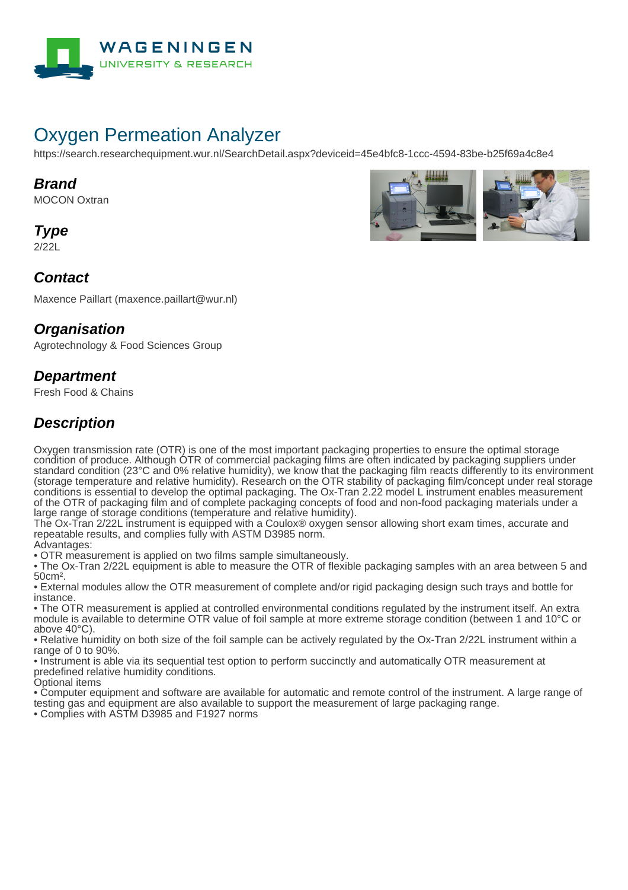# Oxygen Permeation Analyzer

https://search.researchequipment.wur.nl/SearchDetail.aspx?deviceid=45e4bfc8-1ccc-4594-83be-b25f69a4c8e4

## Brand

MOCON Oxtran

## Type

2/22L

## Contact

Maxence Paillart (maxence.paillart@wur.nl)

## Organisation

Agrotechnology & Food Sciences Group

## Department

Fresh Food & Chains

## Description

Oxygen transmission rate (OTR) is one of the most important packaging properties to ensure the optimal storage condition of produce. Although OTR of commercial packaging films are often indicated by packaging suppliers under standard condition (23°C and 0% relative humidity), we know that the packaging film reacts differently to its environment (storage temperature and relative humidity). Research on the OTR stability of packaging film/concept under real storage conditions is essential to develop the optimal packaging. The Ox-Tran 2.22 model L instrument enables measurement of the OTR of packaging film and of complete packaging concepts of food and non-food packaging materials under a large range of storage conditions (temperature and relative humidity).
The Ox-Tran 2/22L instrument is equipped with a Coulox® oxygen sensor allowing short exam times, accurate and repeatable results, and complies fully with ASTM D3985 norm.
Advantages:

- OTR measurement is applied on two films sample simultaneously.
- The Ox-Tran 2/22L equipment is able to measure the OTR of flexible packaging samples with an area between 5 and 50cm².
- External modules allow the OTR measurement of complete and/or rigid packaging design such trays and bottle for instance.
- The OTR measurement is applied at controlled environmental conditions regulated by the instrument itself. An extra module is available to determine OTR value of foil sample at more extreme storage condition (between 1 and 10°C or above 40°C).
- Relative humidity on both size of the foil sample can be actively regulated by the Ox-Tran 2/22L instrument within a range of 0 to 90%.
- Instrument is able via its sequential test option to perform succinctly and automatically OTR measurement at predefined relative humidity conditions.

Optional items

- Computer equipment and software are available for automatic and remote control of the instrument. A large range of testing gas and equipment are also available to support the measurement of large packaging range.
- Complies with ASTM D3985 and F1927 norms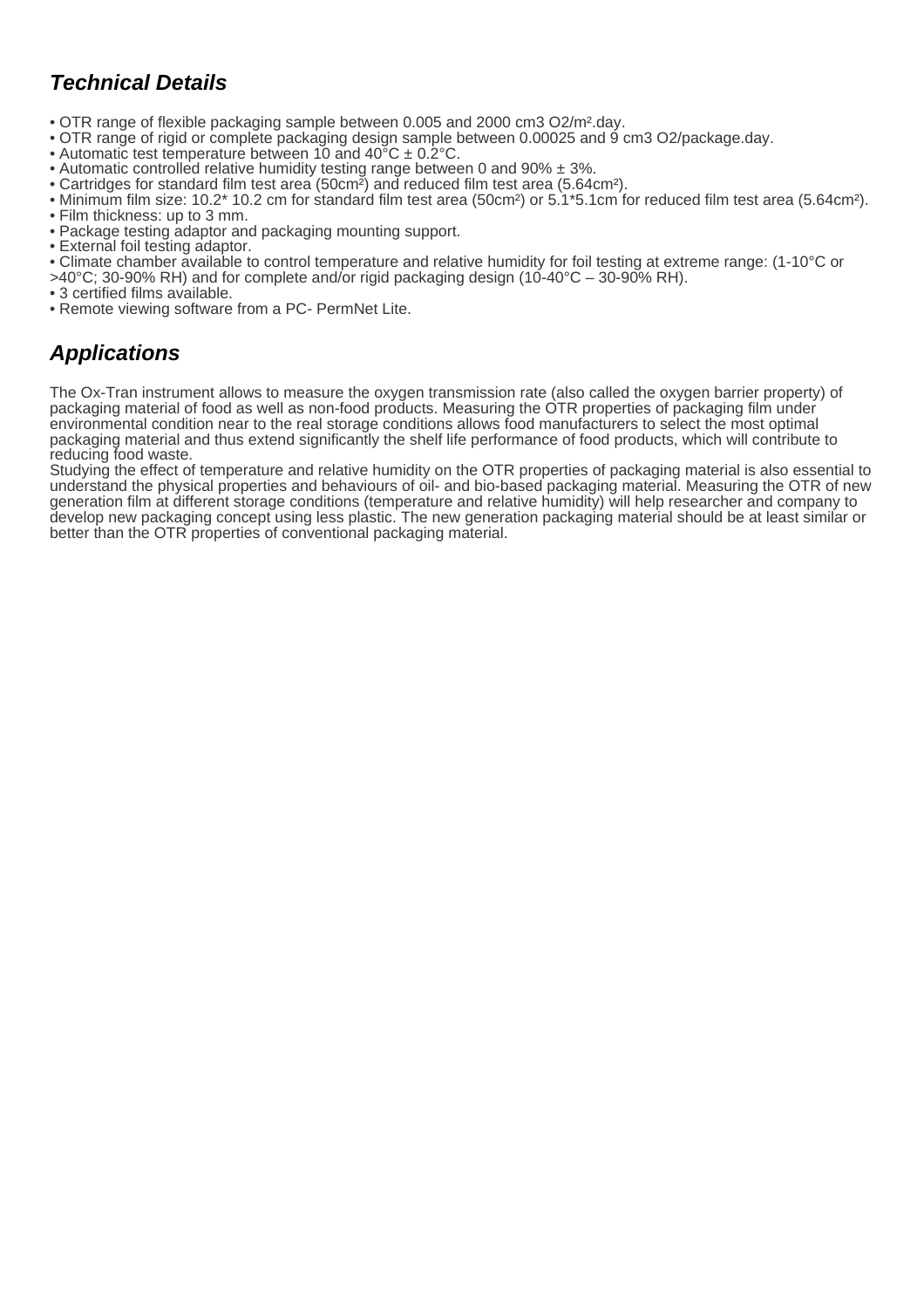## ***Technical Details***

- OTR range of flexible packaging sample between 0.005 and 2000 cm3 $O_2$/m².day.
- OTR range of rigid or complete packaging design sample between 0.00025 and 9 cm3 $O_2$/package.day.
- Automatic test temperature between 10 and 40°C ± 0.2°C.
- Automatic controlled relative humidity testing range between 0 and 90% ± 3%.
- Cartridges for standard film test area (50cm²) and reduced film test area (5.64cm²).
- Minimum film size: 10.2* 10.2 cm for standard film test area (50cm²) or 5.1*5.1cm for reduced film test area (5.64cm²).
- Film thickness: up to 3 mm.
- Package testing adaptor and packaging mounting support.
- External foil testing adaptor.
- Climate chamber available to control temperature and relative humidity for foil testing at extreme range: (1-10°C or >40°C; 30-90% RH) and for complete and/or rigid packaging design (10-40°C – 30-90% RH).
- 3 certified films available.
- Remote viewing software from a PC- PermNet Lite.

## ***Applications***

The Ox-Tran instrument allows to measure the oxygen transmission rate (also called the oxygen barrier property) of packaging material of food as well as non-food products. Measuring the OTR properties of packaging film under environmental condition near to the real storage conditions allows food manufacturers to select the most optimal packaging material and thus extend significantly the shelf life performance of food products, which will contribute to reducing food waste.
Studying the effect of temperature and relative humidity on the OTR properties of packaging material is also essential to understand the physical properties and behaviours of oil- and bio-based packaging material. Measuring the OTR of new generation film at different storage conditions (temperature and relative humidity) will help researcher and company to develop new packaging concept using less plastic. The new generation packaging material should be at least similar or better than the OTR properties of conventional packaging material.